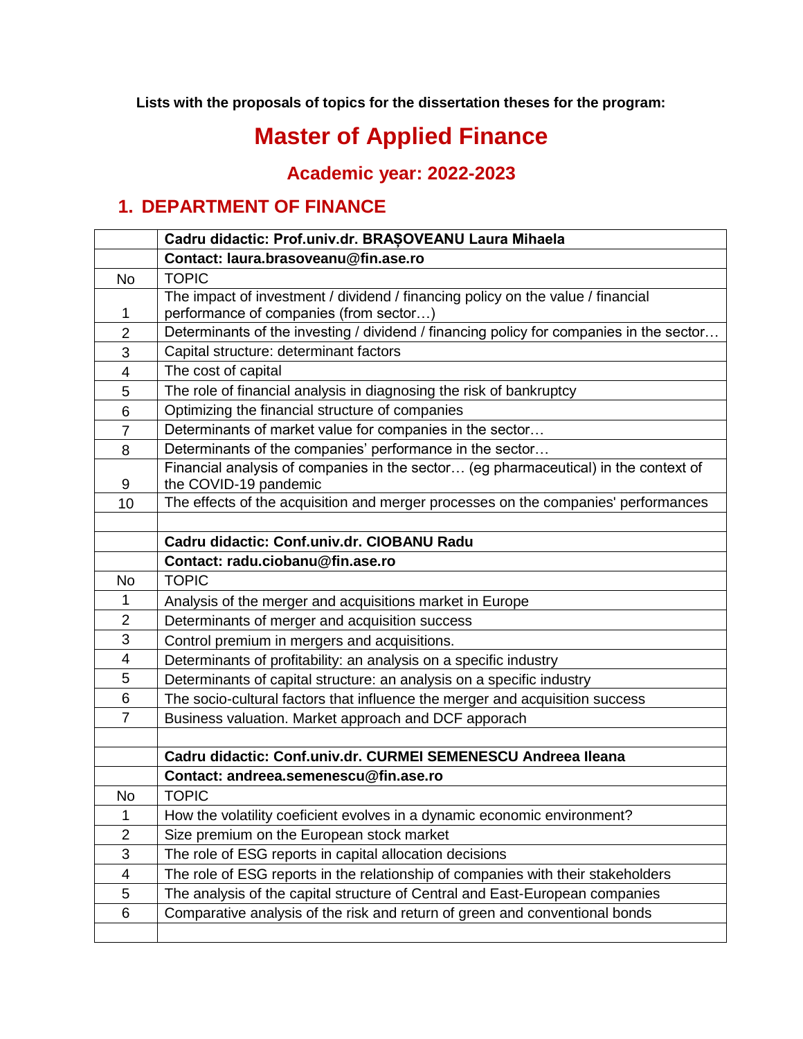**Lists with the proposals of topics for the dissertation theses for the program:**

# Master of Applied Finance

## Academic year: 2022-2023

## 1. DEPARTMENT OF FINANCE

| | **Cadru didactic: Prof.univ.dr. BRAȘOVEANU Laura Mihaela** |
|---|---|
| | **Contact: laura.brasoveanu@fin.ase.ro** |
| No | TOPIC |
| 1 | The impact of investment / dividend / financing policy on the value / financial performance of companies (from sector…) |
| 2 | Determinants of the investing / dividend / financing policy for companies in the sector… |
| 3 | Capital structure: determinant factors |
| 4 | The cost of capital |
| 5 | The role of financial analysis in diagnosing the risk of bankruptcy |
| 6 | Optimizing the financial structure of companies |
| 7 | Determinants of market value for companies in the sector… |
| 8 | Determinants of the companies' performance in the sector… |
| 9 | Financial analysis of companies in the sector… (eg pharmaceutical) in the context of the COVID-19 pandemic |
| 10 | The effects of the acquisition and merger processes on the companies' performances |
| | |
| | **Cadru didactic: Conf.univ.dr. CIOBANU Radu** |
| | **Contact: radu.ciobanu@fin.ase.ro** |
| No | TOPIC |
| 1 | Analysis of the merger and acquisitions market in Europe |
| 2 | Determinants of merger and acquisition success |
| 3 | Control premium in mergers and acquisitions. |
| 4 | Determinants of profitability: an analysis on a specific industry |
| 5 | Determinants of capital structure: an analysis on a specific industry |
| 6 | The socio-cultural factors that influence the merger and acquisition success |
| 7 | Business valuation. Market approach and DCF apporach |
| | |
| | **Cadru didactic: Conf.univ.dr. CURMEI SEMENESCU Andreea Ileana** |
| | **Contact: andreea.semenescu@fin.ase.ro** |
| No | TOPIC |
| 1 | How the volatility coeficient evolves in a dynamic economic environment? |
| 2 | Size premium on the European stock market |
| 3 | The role of ESG reports in capital allocation decisions |
| 4 | The role of ESG reports in the relationship of companies with their stakeholders |
| 5 | The analysis of the capital structure of Central and East-European companies |
| 6 | Comparative analysis of the risk and return of green and conventional bonds |
| | |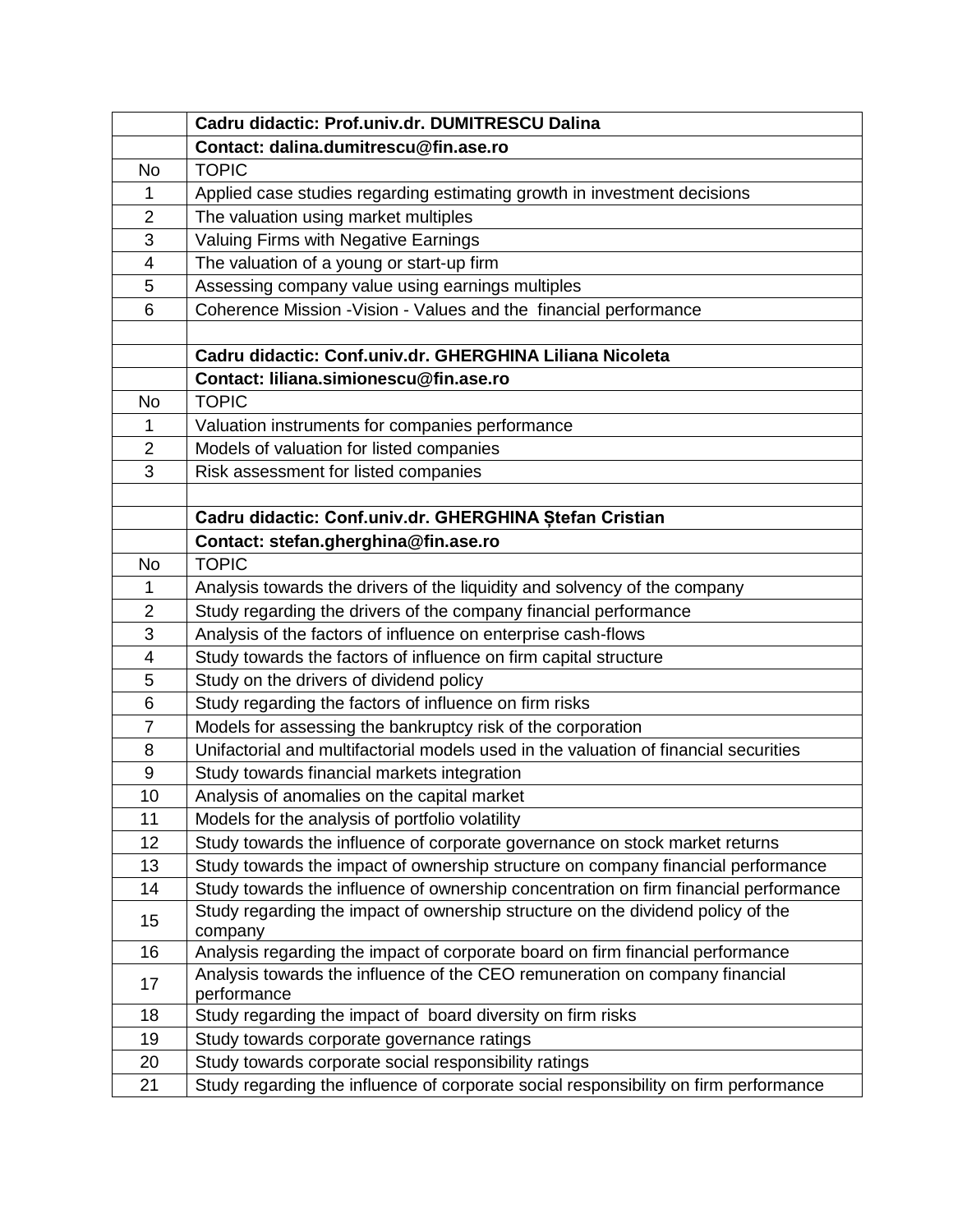| | Cadru didactic: Prof.univ.dr. DUMITRESCU Dalina |
|---|---|
| | **Contact: dalina.dumitrescu@fin.ase.ro** |
| No | TOPIC |
| 1 | Applied case studies regarding estimating growth in investment decisions |
| 2 | The valuation using market multiples |
| 3 | Valuing Firms with Negative Earnings |
| 4 | The valuation of a young or start-up firm |
| 5 | Assessing company value using earnings multiples |
| 6 | Coherence Mission -Vision - Values and the financial performance |
| | |
| | **Cadru didactic: Conf.univ.dr. GHERGHINA Liliana Nicoleta** |
| | **Contact: liliana.simionescu@fin.ase.ro** |
| No | TOPIC |
| 1 | Valuation instruments for companies performance |
| 2 | Models of valuation for listed companies |
| 3 | Risk assessment for listed companies |
| | |
| | **Cadru didactic: Conf.univ.dr. GHERGHINA Ștefan Cristian** |
| | **Contact: stefan.gherghina@fin.ase.ro** |
| No | TOPIC |
| 1 | Analysis towards the drivers of the liquidity and solvency of the company |
| 2 | Study regarding the drivers of the company financial performance |
| 3 | Analysis of the factors of influence on enterprise cash-flows |
| 4 | Study towards the factors of influence on firm capital structure |
| 5 | Study on the drivers of dividend policy |
| 6 | Study regarding the factors of influence on firm risks |
| 7 | Models for assessing the bankruptcy risk of the corporation |
| 8 | Unifactorial and multifactorial models used in the valuation of financial securities |
| 9 | Study towards financial markets integration |
| 10 | Analysis of anomalies on the capital market |
| 11 | Models for the analysis of portfolio volatility |
| 12 | Study towards the influence of corporate governance on stock market returns |
| 13 | Study towards the impact of ownership structure on company financial performance |
| 14 | Study towards the influence of ownership concentration on firm financial performance |
| 15 | Study regarding the impact of ownership structure on the dividend policy of the company |
| 16 | Analysis regarding the impact of corporate board on firm financial performance |
| 17 | Analysis towards the influence of the CEO remuneration on company financial performance |
| 18 | Study regarding the impact of board diversity on firm risks |
| 19 | Study towards corporate governance ratings |
| 20 | Study towards corporate social responsibility ratings |
| 21 | Study regarding the influence of corporate social responsibility on firm performance |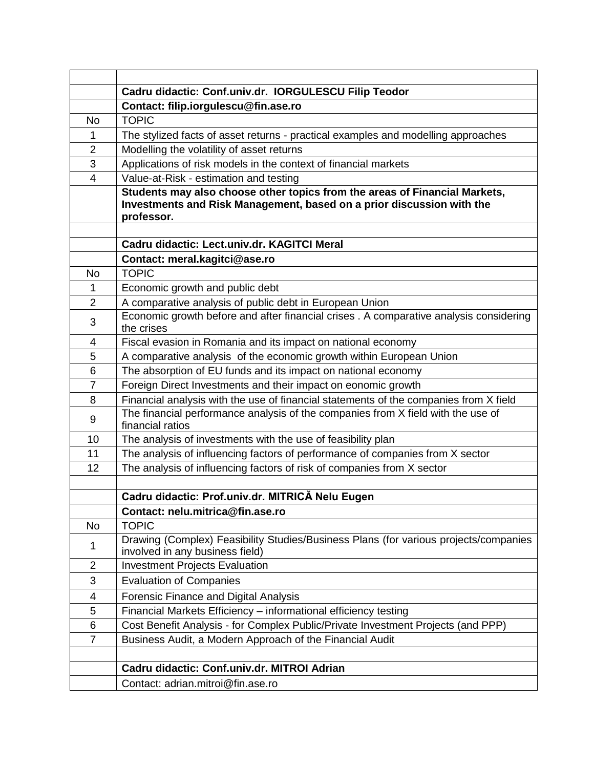| | |
|---|---|
| | **Cadru didactic: Conf.univ.dr. IORGULESCU Filip Teodor** |
| | **Contact: filip.iorgulescu@fin.ase.ro** |
| No | TOPIC |
| 1 | The stylized facts of asset returns - practical examples and modelling approaches |
| 2 | Modelling the volatility of asset returns |
| 3 | Applications of risk models in the context of financial markets |
| 4 | Value-at-Risk - estimation and testing |
| | **Students may also choose other topics from the areas of Financial Markets, Investments and Risk Management, based on a prior discussion with the professor.** |
| | |
| | **Cadru didactic: Lect.univ.dr. KAGITCI Meral** |
| | **Contact: meral.kagitci@ase.ro** |
| No | TOPIC |
| 1 | Economic growth and public debt |
| 2 | A comparative analysis of public debt in European Union |
| 3 | Economic growth before and after financial crises . A comparative analysis considering the crises |
| 4 | Fiscal evasion in Romania and its impact on national economy |
| 5 | A comparative analysis of the economic growth within European Union |
| 6 | The absorption of EU funds and its impact on national economy |
| 7 | Foreign Direct Investments and their impact on eonomic growth |
| 8 | Financial analysis with the use of financial statements of the companies from X field |
| 9 | The financial performance analysis of the companies from X field with the use of financial ratios |
| 10 | The analysis of investments with the use of feasibility plan |
| 11 | The analysis of influencing factors of performance of companies from X sector |
| 12 | The analysis of influencing factors of risk of companies from X sector |
| | |
| | **Cadru didactic: Prof.univ.dr. MITRICĂ Nelu Eugen** |
| | **Contact: nelu.mitrica@fin.ase.ro** |
| No | TOPIC |
| 1 | Drawing (Complex) Feasibility Studies/Business Plans (for various projects/companies involved in any business field) |
| 2 | Investment Projects Evaluation |
| 3 | Evaluation of Companies |
| 4 | Forensic Finance and Digital Analysis |
| 5 | Financial Markets Efficiency – informational efficiency testing |
| 6 | Cost Benefit Analysis - for Complex Public/Private Investment Projects (and PPP) |
| 7 | Business Audit, a Modern Approach of the Financial Audit |
| | |
| | **Cadru didactic: Conf.univ.dr. MITROI Adrian** |
| | Contact: adrian.mitroi@fin.ase.ro |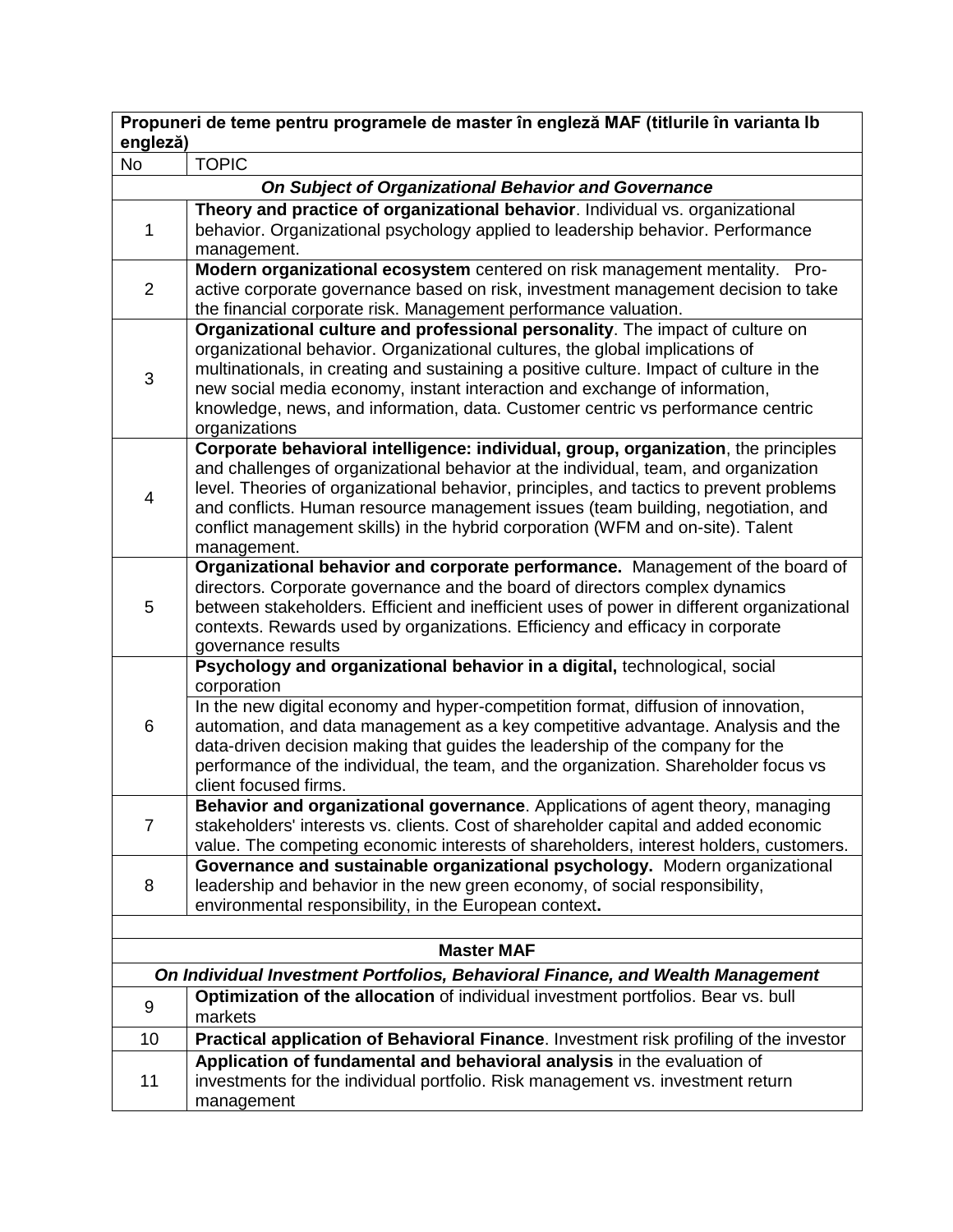| Propuneri de teme pentru programele de master în engleză MAF (titlurile în varianta lb engleză) | |
|---|---|
| No | TOPIC |
| | ***On Subject of Organizational Behavior and Governance*** |
| 1 | **Theory and practice of organizational behavior**. Individual vs. organizational behavior. Organizational psychology applied to leadership behavior. Performance management. |
| 2 | **Modern organizational ecosystem** centered on risk management mentality. Pro-active corporate governance based on risk, investment management decision to take the financial corporate risk. Management performance valuation. |
| 3 | **Organizational culture and professional personality**. The impact of culture on organizational behavior. Organizational cultures, the global implications of multinationals, in creating and sustaining a positive culture. Impact of culture in the new social media economy, instant interaction and exchange of information, knowledge, news, and information, data. Customer centric vs performance centric organizations |
| 4 | **Corporate behavioral intelligence: individual, group, organization**, the principles and challenges of organizational behavior at the individual, team, and organization level. Theories of organizational behavior, principles, and tactics to prevent problems and conflicts. Human resource management issues (team building, negotiation, and conflict management skills) in the hybrid corporation (WFM and on-site). Talent management. |
| 5 | **Organizational behavior and corporate performance.** Management of the board of directors. Corporate governance and the board of directors complex dynamics between stakeholders. Efficient and inefficient uses of power in different organizational contexts. Rewards used by organizations. Efficiency and efficacy in corporate governance results |
| 6 | **Psychology and organizational behavior in a digital,** technological, social corporation<br>In the new digital economy and hyper-competition format, diffusion of innovation, automation, and data management as a key competitive advantage. Analysis and the data-driven decision making that guides the leadership of the company for the performance of the individual, the team, and the organization. Shareholder focus vs client focused firms. |
| 7 | **Behavior and organizational governance**. Applications of agent theory, managing stakeholders' interests vs. clients. Cost of shareholder capital and added economic value. The competing economic interests of shareholders, interest holders, customers. |
| 8 | **Governance and sustainable organizational psychology.** Modern organizational leadership and behavior in the new green economy, of social responsibility, environmental responsibility, in the European context**.** |
| | |
| | **Master MAF** |
| | ***On Individual Investment Portfolios, Behavioral Finance, and Wealth Management*** |
| 9 | **Optimization of the allocation** of individual investment portfolios. Bear vs. bull markets |
| 10 | **Practical application of Behavioral Finance**. Investment risk profiling of the investor |
| 11 | **Application of fundamental and behavioral analysis** in the evaluation of investments for the individual portfolio. Risk management vs. investment return management |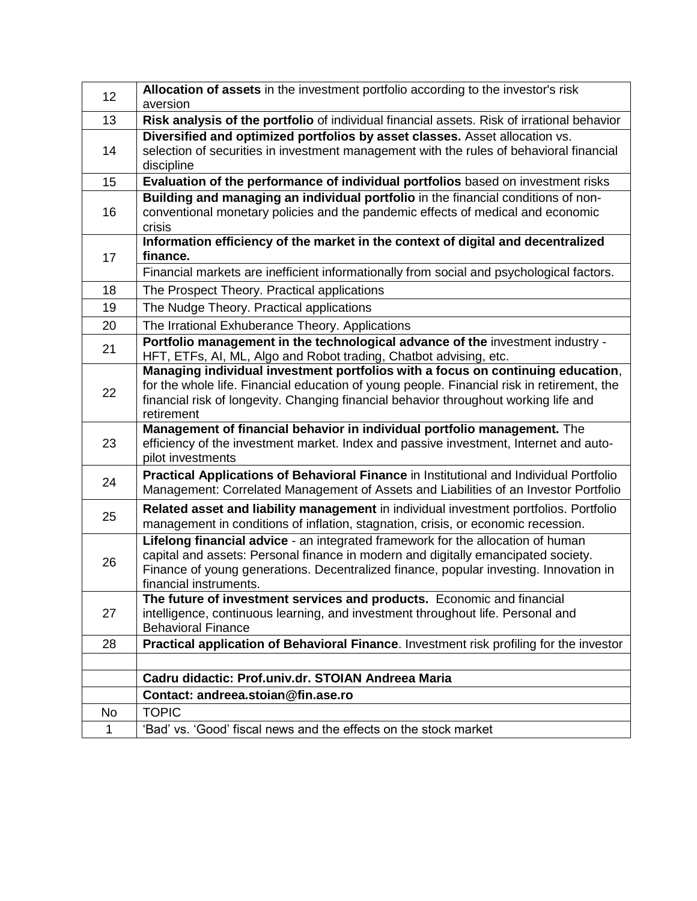| | |
|---|---|
| 12 | **Allocation of assets** in the investment portfolio according to the investor's risk aversion |
| 13 | **Risk analysis of the portfolio** of individual financial assets. Risk of irrational behavior |
| 14 | **Diversified and optimized portfolios by asset classes.** Asset allocation vs. selection of securities in investment management with the rules of behavioral financial discipline |
| 15 | **Evaluation of the performance of individual portfolios** based on investment risks |
| 16 | **Building and managing an individual portfolio** in the financial conditions of non-conventional monetary policies and the pandemic effects of medical and economic crisis |
| 17 | **Information efficiency of the market in the context of digital and decentralized finance.** |
| | Financial markets are inefficient informationally from social and psychological factors. |
| 18 | The Prospect Theory. Practical applications |
| 19 | The Nudge Theory. Practical applications |
| 20 | The Irrational Exhuberance Theory. Applications |
| 21 | **Portfolio management in the technological advance of the** investment industry - HFT, ETFs, AI, ML, Algo and Robot trading, Chatbot advising, etc. |
| 22 | **Managing individual investment portfolios with a focus on continuing education**, for the whole life. Financial education of young people. Financial risk in retirement, the financial risk of longevity. Changing financial behavior throughout working life and retirement |
| 23 | **Management of financial behavior in individual portfolio management.** The efficiency of the investment market. Index and passive investment, Internet and auto-pilot investments |
| 24 | **Practical Applications of Behavioral Finance** in Institutional and Individual Portfolio Management: Correlated Management of Assets and Liabilities of an Investor Portfolio |
| 25 | **Related asset and liability management** in individual investment portfolios. Portfolio management in conditions of inflation, stagnation, crisis, or economic recession. |
| 26 | **Lifelong financial advice** - an integrated framework for the allocation of human capital and assets: Personal finance in modern and digitally emancipated society. Finance of young generations. Decentralized finance, popular investing. Innovation in financial instruments. |
| 27 | **The future of investment services and products.** Economic and financial intelligence, continuous learning, and investment throughout life. Personal and Behavioral Finance |
| 28 | **Practical application of Behavioral Finance**. Investment risk profiling for the investor |
| | |
| | **Cadru didactic: Prof.univ.dr. STOIAN Andreea Maria** |
| | **Contact: andreea.stoian@fin.ase.ro** |
| No | TOPIC |
| 1 | 'Bad' vs. 'Good' fiscal news and the effects on the stock market |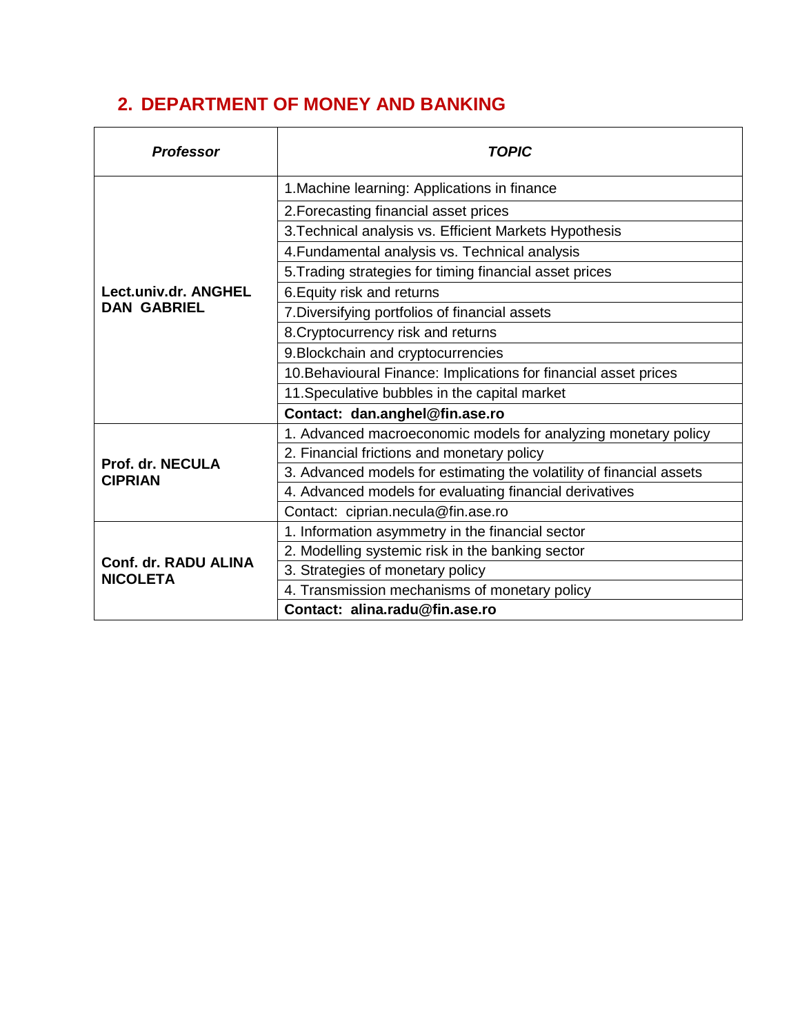## 2. DEPARTMENT OF MONEY AND BANKING

| ***Professor*** | ***TOPIC*** |
|---|---|
| **Lect.univ.dr. ANGHEL DAN GABRIEL** | 1.Machine learning: Applications in finance |
| | 2.Forecasting financial asset prices |
| | 3.Technical analysis vs. Efficient Markets Hypothesis |
| | 4.Fundamental analysis vs. Technical analysis |
| | 5.Trading strategies for timing financial asset prices |
| | 6.Equity risk and returns |
| | 7.Diversifying portfolios of financial assets |
| | 8.Cryptocurrency risk and returns |
| | 9.Blockchain and cryptocurrencies |
| | 10.Behavioural Finance: Implications for financial asset prices |
| | 11.Speculative bubbles in the capital market |
| | **Contact: dan.anghel@fin.ase.ro** |
| **Prof. dr. NECULA CIPRIAN** | 1. Advanced macroeconomic models for analyzing monetary policy |
| | 2. Financial frictions and monetary policy |
| | 3. Advanced models for estimating the volatility of financial assets |
| | 4. Advanced models for evaluating financial derivatives |
| | Contact: ciprian.necula@fin.ase.ro |
| **Conf. dr. RADU ALINA NICOLETA** | 1. Information asymmetry in the financial sector |
| | 2. Modelling systemic risk in the banking sector |
| | 3. Strategies of monetary policy |
| | 4. Transmission mechanisms of monetary policy |
| | **Contact: alina.radu@fin.ase.ro** |